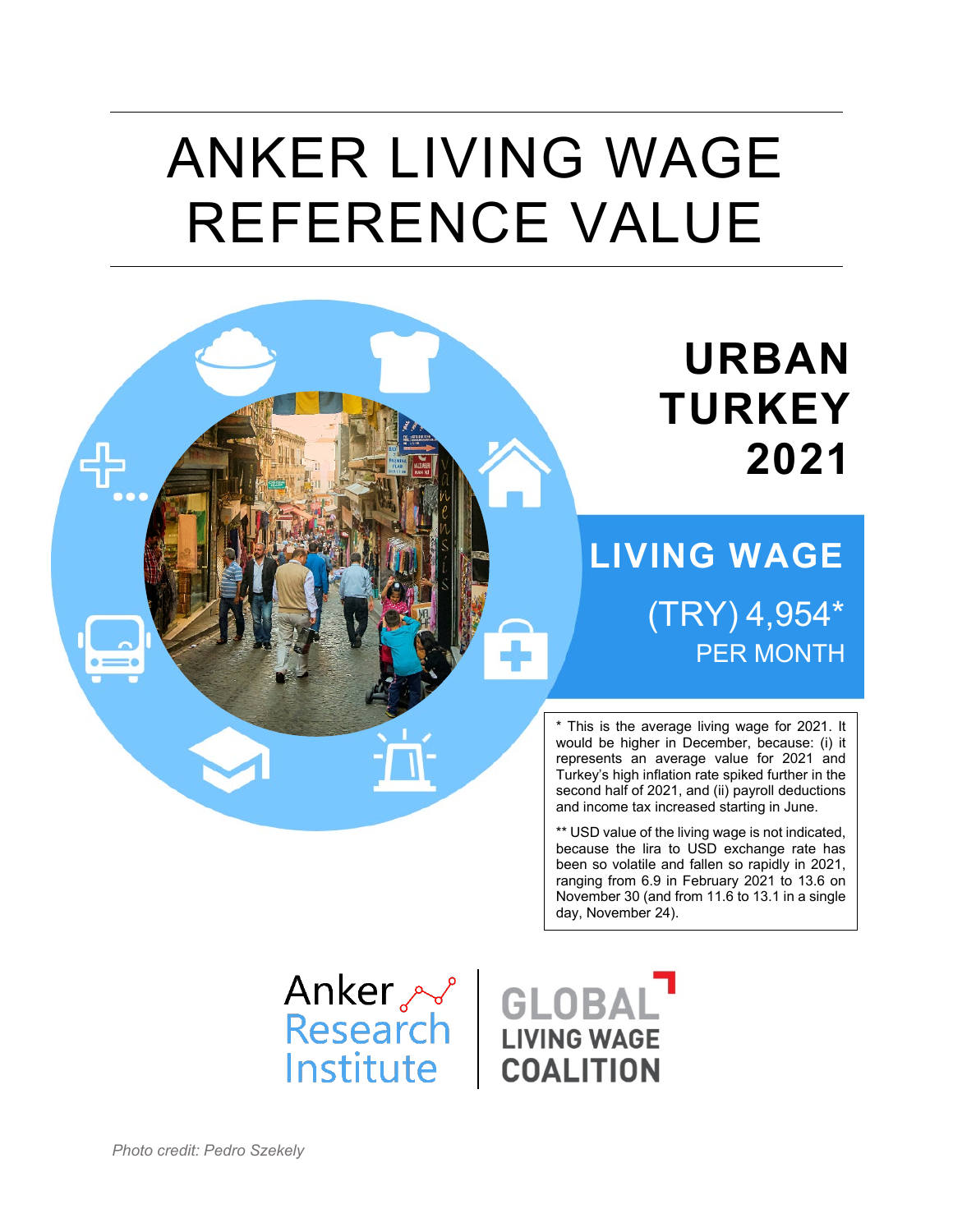# ANKER LIVING WAGE REFERENCE VALUE

## URBAN TURKEY 2021

## LIVING WAGE

(TRY) 4,954*

PER MONTH

\* This is the average living wage for 2021. It would be higher in December, because: (i) it represents an average value for 2021 and Turkey's high inflation rate spiked further in the second half of 2021, and (ii) payroll deductions and income tax increased starting in June.

\*\* USD value of the living wage is not indicated, because the lira to USD exchange rate has been so volatile and fallen so rapidly in 2021, ranging from 6.9 in February 2021 to 13.6 on November 30 (and from 11.6 to 13.1 in a single day, November 24).

Anker Research Institute | GLOBAL LIVING WAGE COALITION

*Photo credit: Pedro Szekely*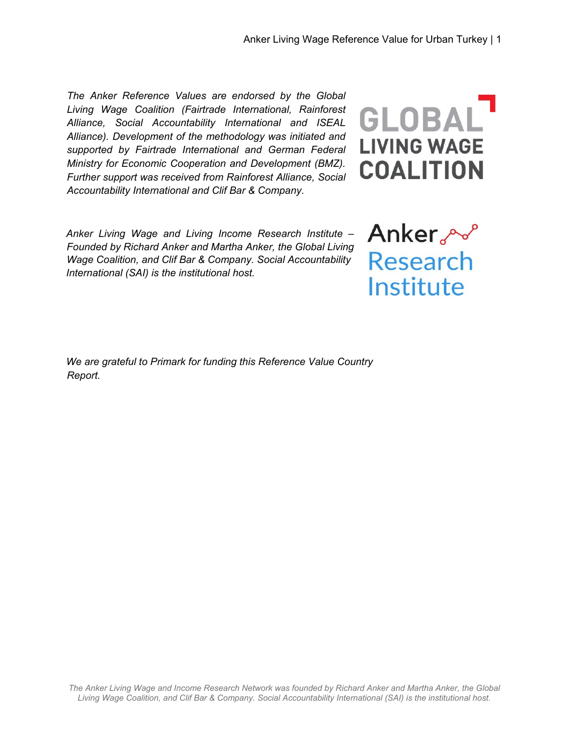*The Anker Reference Values are endorsed by the Global Living Wage Coalition (Fairtrade International, Rainforest Alliance, Social Accountability International and ISEAL Alliance). Development of the methodology was initiated and supported by Fairtrade International and German Federal Ministry for Economic Cooperation and Development (BMZ). Further support was received from Rainforest Alliance, Social Accountability International and Clif Bar & Company.*

*Anker Living Wage and Living Income Research Institute – Founded by Richard Anker and Martha Anker, the Global Living Wage Coalition, and Clif Bar & Company. Social Accountability International (SAI) is the institutional host.*

*We are grateful to Primark for funding this Reference Value Country Report.*

*The Anker Living Wage and Income Research Network was founded by Richard Anker and Martha Anker, the Global Living Wage Coalition, and Clif Bar & Company. Social Accountability International (SAI) is the institutional host.*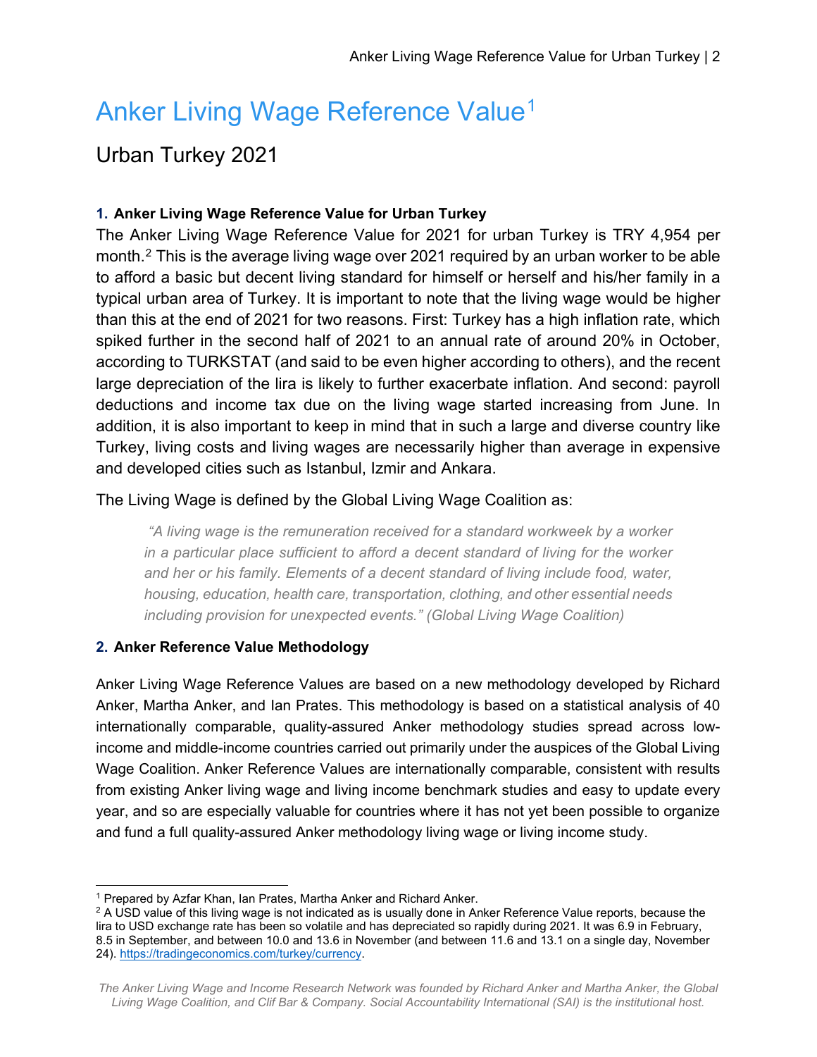# Anker Living Wage Reference Value[1]

## Urban Turkey 2021

### 1. Anker Living Wage Reference Value for Urban Turkey

The Anker Living Wage Reference Value for 2021 for urban Turkey is TRY 4,954 per month.[2] This is the average living wage over 2021 required by an urban worker to be able to afford a basic but decent living standard for himself or herself and his/her family in a typical urban area of Turkey. It is important to note that the living wage would be higher than this at the end of 2021 for two reasons. First: Turkey has a high inflation rate, which spiked further in the second half of 2021 to an annual rate of around 20% in October, according to TURKSTAT (and said to be even higher according to others), and the recent large depreciation of the lira is likely to further exacerbate inflation. And second: payroll deductions and income tax due on the living wage started increasing from June. In addition, it is also important to keep in mind that in such a large and diverse country like Turkey, living costs and living wages are necessarily higher than average in expensive and developed cities such as Istanbul, Izmir and Ankara.

The Living Wage is defined by the Global Living Wage Coalition as:

> *"A living wage is the remuneration received for a standard workweek by a worker in a particular place sufficient to afford a decent standard of living for the worker and her or his family. Elements of a decent standard of living include food, water, housing, education, health care, transportation, clothing, and other essential needs including provision for unexpected events." (Global Living Wage Coalition)*

### 2. Anker Reference Value Methodology

Anker Living Wage Reference Values are based on a new methodology developed by Richard Anker, Martha Anker, and Ian Prates. This methodology is based on a statistical analysis of 40 internationally comparable, quality-assured Anker methodology studies spread across low-income and middle-income countries carried out primarily under the auspices of the Global Living Wage Coalition. Anker Reference Values are internationally comparable, consistent with results from existing Anker living wage and living income benchmark studies and easy to update every year, and so are especially valuable for countries where it has not yet been possible to organize and fund a full quality-assured Anker methodology living wage or living income study.

---

[1] Prepared by Azfar Khan, Ian Prates, Martha Anker and Richard Anker.

[2] A USD value of this living wage is not indicated as is usually done in Anker Reference Value reports, because the lira to USD exchange rate has been so volatile and has depreciated so rapidly during 2021. It was 6.9 in February, 8.5 in September, and between 10.0 and 13.6 in November (and between 11.6 and 13.1 on a single day, November 24). https://tradingeconomics.com/turkey/currency.

*The Anker Living Wage and Income Research Network was founded by Richard Anker and Martha Anker, the Global Living Wage Coalition, and Clif Bar & Company. Social Accountability International (SAI) is the institutional host.*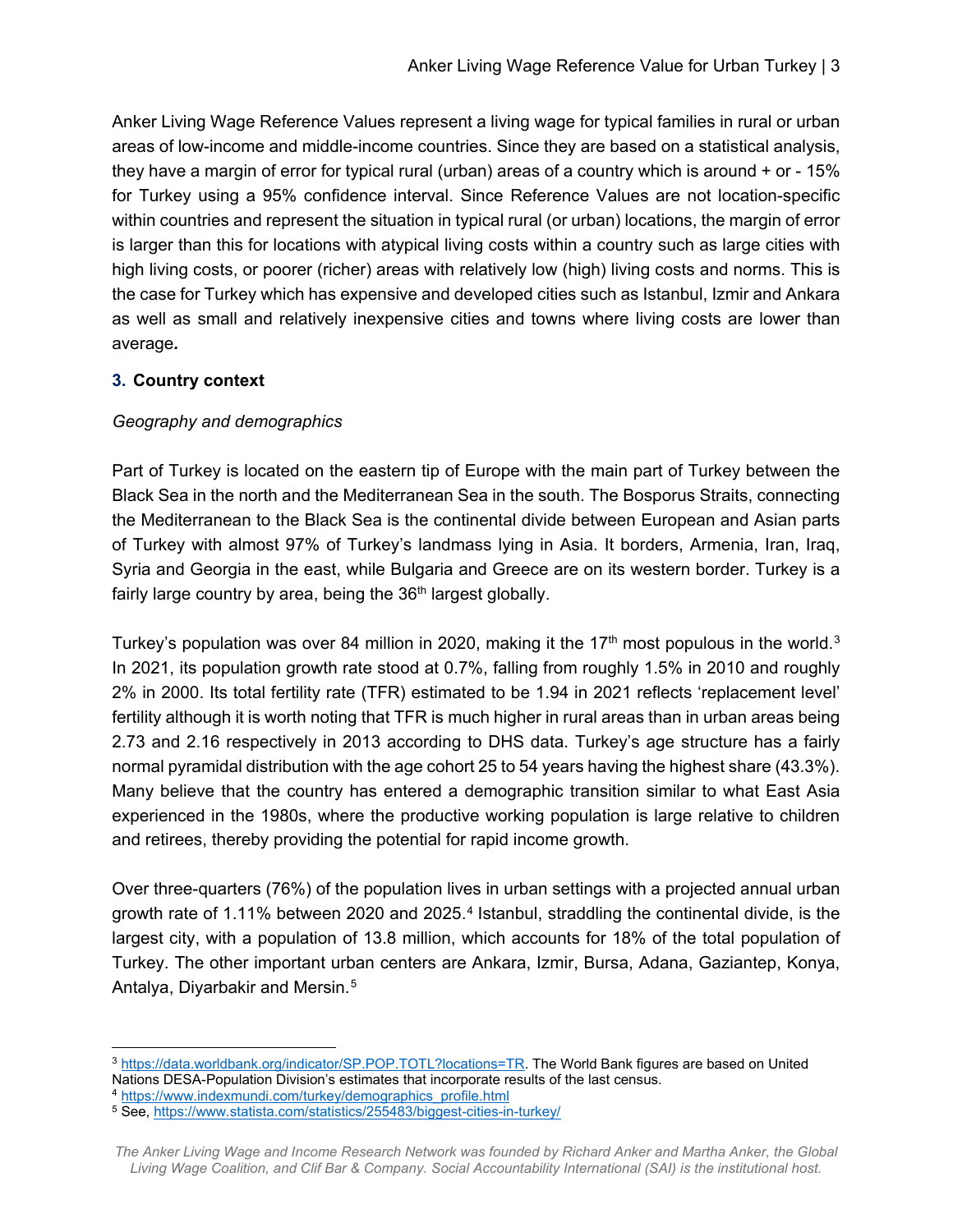Anker Living Wage Reference Values represent a living wage for typical families in rural or urban areas of low-income and middle-income countries. Since they are based on a statistical analysis, they have a margin of error for typical rural (urban) areas of a country which is around + or - 15% for Turkey using a 95% confidence interval. Since Reference Values are not location-specific within countries and represent the situation in typical rural (or urban) locations, the margin of error is larger than this for locations with atypical living costs within a country such as large cities with high living costs, or poorer (richer) areas with relatively low (high) living costs and norms. This is the case for Turkey which has expensive and developed cities such as Istanbul, Izmir and Ankara as well as small and relatively inexpensive cities and towns where living costs are lower than average.

## 3. Country context

*Geography and demographics*

Part of Turkey is located on the eastern tip of Europe with the main part of Turkey between the Black Sea in the north and the Mediterranean Sea in the south. The Bosporus Straits, connecting the Mediterranean to the Black Sea is the continental divide between European and Asian parts of Turkey with almost 97% of Turkey's landmass lying in Asia. It borders, Armenia, Iran, Iraq, Syria and Georgia in the east, while Bulgaria and Greece are on its western border. Turkey is a fairly large country by area, being the 36th largest globally.

Turkey's population was over 84 million in 2020, making it the 17th most populous in the world.[3] In 2021, its population growth rate stood at 0.7%, falling from roughly 1.5% in 2010 and roughly 2% in 2000. Its total fertility rate (TFR) estimated to be 1.94 in 2021 reflects 'replacement level' fertility although it is worth noting that TFR is much higher in rural areas than in urban areas being 2.73 and 2.16 respectively in 2013 according to DHS data. Turkey's age structure has a fairly normal pyramidal distribution with the age cohort 25 to 54 years having the highest share (43.3%). Many believe that the country has entered a demographic transition similar to what East Asia experienced in the 1980s, where the productive working population is large relative to children and retirees, thereby providing the potential for rapid income growth.

Over three-quarters (76%) of the population lives in urban settings with a projected annual urban growth rate of 1.11% between 2020 and 2025.[4] Istanbul, straddling the continental divide, is the largest city, with a population of 13.8 million, which accounts for 18% of the total population of Turkey. The other important urban centers are Ankara, Izmir, Bursa, Adana, Gaziantep, Konya, Antalya, Diyarbakir and Mersin.[5]

---

[3] https://data.worldbank.org/indicator/SP.POP.TOTL?locations=TR. The World Bank figures are based on United Nations DESA-Population Division's estimates that incorporate results of the last census.

[4] https://www.indexmundi.com/turkey/demographics_profile.html

[5] See, https://www.statista.com/statistics/255483/biggest-cities-in-turkey/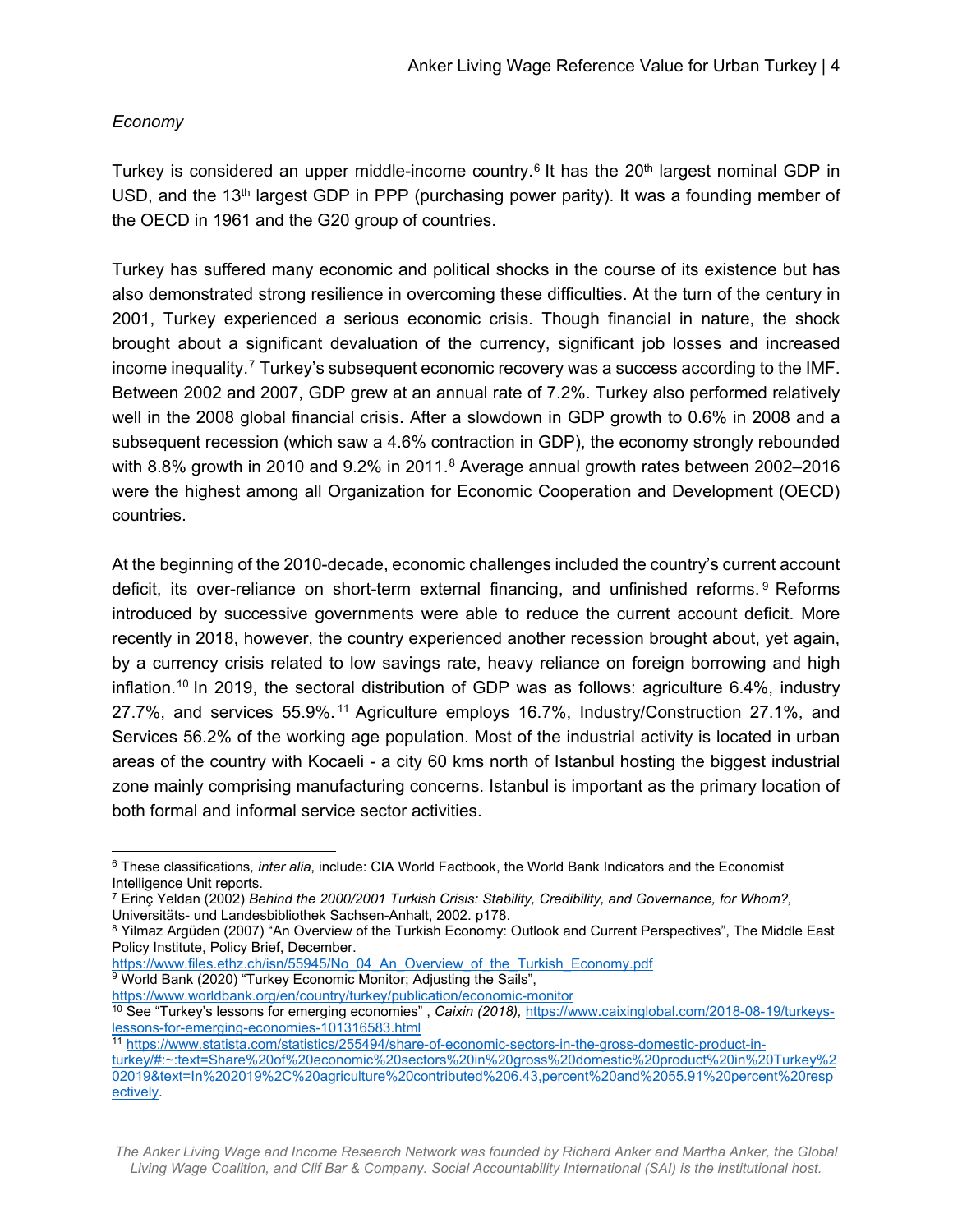*Economy*

Turkey is considered an upper middle-income country.[6] It has the 20th largest nominal GDP in USD, and the 13th largest GDP in PPP (purchasing power parity). It was a founding member of the OECD in 1961 and the G20 group of countries.

Turkey has suffered many economic and political shocks in the course of its existence but has also demonstrated strong resilience in overcoming these difficulties. At the turn of the century in 2001, Turkey experienced a serious economic crisis. Though financial in nature, the shock brought about a significant devaluation of the currency, significant job losses and increased income inequality.[7] Turkey's subsequent economic recovery was a success according to the IMF. Between 2002 and 2007, GDP grew at an annual rate of 7.2%. Turkey also performed relatively well in the 2008 global financial crisis. After a slowdown in GDP growth to 0.6% in 2008 and a subsequent recession (which saw a 4.6% contraction in GDP), the economy strongly rebounded with 8.8% growth in 2010 and 9.2% in 2011.[8] Average annual growth rates between 2002–2016 were the highest among all Organization for Economic Cooperation and Development (OECD) countries.

At the beginning of the 2010-decade, economic challenges included the country's current account deficit, its over-reliance on short-term external financing, and unfinished reforms.[9] Reforms introduced by successive governments were able to reduce the current account deficit. More recently in 2018, however, the country experienced another recession brought about, yet again, by a currency crisis related to low savings rate, heavy reliance on foreign borrowing and high inflation.[10] In 2019, the sectoral distribution of GDP was as follows: agriculture 6.4%, industry 27.7%, and services 55.9%.[11] Agriculture employs 16.7%, Industry/Construction 27.1%, and Services 56.2% of the working age population. Most of the industrial activity is located in urban areas of the country with Kocaeli - a city 60 kms north of Istanbul hosting the biggest industrial zone mainly comprising manufacturing concerns. Istanbul is important as the primary location of both formal and informal service sector activities.

---

[6] These classifications, *inter alia*, include: CIA World Factbook, the World Bank Indicators and the Economist Intelligence Unit reports.

[7] Erinç Yeldan (2002) *Behind the 2000/2001 Turkish Crisis: Stability, Credibility, and Governance, for Whom?,* Universitäts- und Landesbibliothek Sachsen-Anhalt, 2002. p178.

[8] Yilmaz Argüden (2007) "An Overview of the Turkish Economy: Outlook and Current Perspectives", The Middle East Policy Institute, Policy Brief, December. https://www.files.ethz.ch/isn/55945/No_04_An_Overview_of_the_Turkish_Economy.pdf

[9] World Bank (2020) "Turkey Economic Monitor; Adjusting the Sails", https://www.worldbank.org/en/country/turkey/publication/economic-monitor

[10] See "Turkey's lessons for emerging economies" , *Caixin (2018),* https://www.caixinglobal.com/2018-08-19/turkeys-lessons-for-emerging-economies-101316583.html

[11] https://www.statista.com/statistics/255494/share-of-economic-sectors-in-the-gross-domestic-product-in-turkey/#:~:text=Share%20of%20economic%20sectors%20in%20gross%20domestic%20product%20in%20Turkey%202019&text=In%202019%2C%20agriculture%20contributed%206.43,percent%20and%2055.91%20percent%20respectively.

*The Anker Living Wage and Income Research Network was founded by Richard Anker and Martha Anker, the Global Living Wage Coalition, and Clif Bar & Company. Social Accountability International (SAI) is the institutional host.*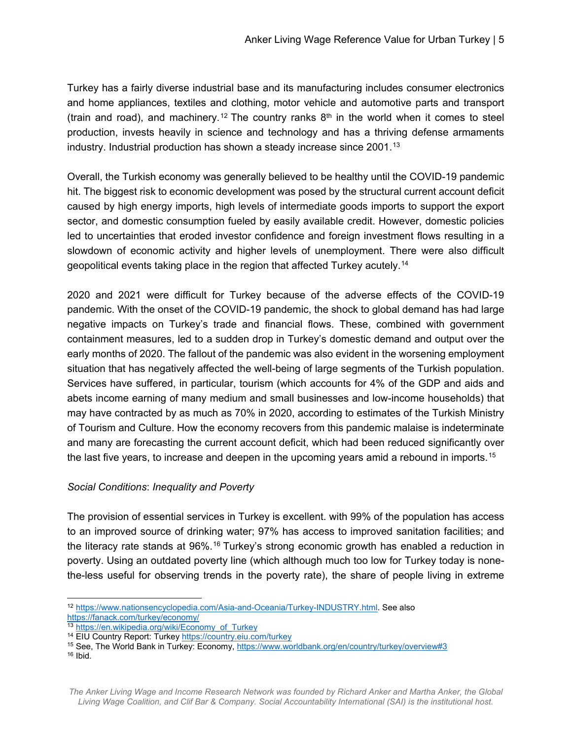Turkey has a fairly diverse industrial base and its manufacturing includes consumer electronics and home appliances, textiles and clothing, motor vehicle and automotive parts and transport (train and road), and machinery.[12] The country ranks 8th in the world when it comes to steel production, invests heavily in science and technology and has a thriving defense armaments industry. Industrial production has shown a steady increase since 2001.[13]

Overall, the Turkish economy was generally believed to be healthy until the COVID-19 pandemic hit. The biggest risk to economic development was posed by the structural current account deficit caused by high energy imports, high levels of intermediate goods imports to support the export sector, and domestic consumption fueled by easily available credit. However, domestic policies led to uncertainties that eroded investor confidence and foreign investment flows resulting in a slowdown of economic activity and higher levels of unemployment. There were also difficult geopolitical events taking place in the region that affected Turkey acutely.[14]

2020 and 2021 were difficult for Turkey because of the adverse effects of the COVID-19 pandemic. With the onset of the COVID-19 pandemic, the shock to global demand has had large negative impacts on Turkey's trade and financial flows. These, combined with government containment measures, led to a sudden drop in Turkey's domestic demand and output over the early months of 2020. The fallout of the pandemic was also evident in the worsening employment situation that has negatively affected the well-being of large segments of the Turkish population. Services have suffered, in particular, tourism (which accounts for 4% of the GDP and aids and abets income earning of many medium and small businesses and low-income households) that may have contracted by as much as 70% in 2020, according to estimates of the Turkish Ministry of Tourism and Culture. How the economy recovers from this pandemic malaise is indeterminate and many are forecasting the current account deficit, which had been reduced significantly over the last five years, to increase and deepen in the upcoming years amid a rebound in imports.[15]

*Social Conditions*: *Inequality and Poverty*

The provision of essential services in Turkey is excellent. with 99% of the population has access to an improved source of drinking water; 97% has access to improved sanitation facilities; and the literacy rate stands at 96%.[16] Turkey's strong economic growth has enabled a reduction in poverty. Using an outdated poverty line (which although much too low for Turkey today is none-the-less useful for observing trends in the poverty rate), the share of people living in extreme

---

[12] https://www.nationsencyclopedia.com/Asia-and-Oceania/Turkey-INDUSTRY.html. See also https://fanack.com/turkey/economy/

[13] https://en.wikipedia.org/wiki/Economy_of_Turkey

[14] EIU Country Report: Turkey https://country.eiu.com/turkey

[15] See, The World Bank in Turkey: Economy, https://www.worldbank.org/en/country/turkey/overview#3

[16] Ibid.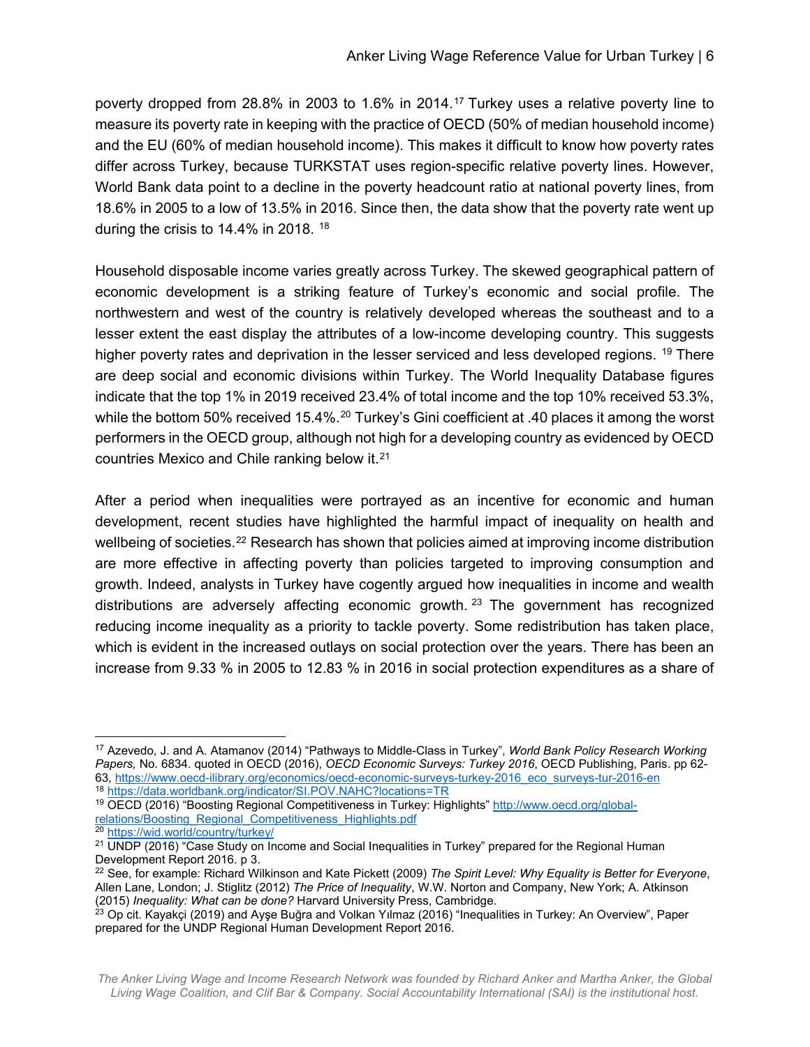poverty dropped from 28.8% in 2003 to 1.6% in 2014.[17] Turkey uses a relative poverty line to measure its poverty rate in keeping with the practice of OECD (50% of median household income) and the EU (60% of median household income). This makes it difficult to know how poverty rates differ across Turkey, because TURKSTAT uses region-specific relative poverty lines. However, World Bank data point to a decline in the poverty headcount ratio at national poverty lines, from 18.6% in 2005 to a low of 13.5% in 2016. Since then, the data show that the poverty rate went up during the crisis to 14.4% in 2018. [18]

Household disposable income varies greatly across Turkey. The skewed geographical pattern of economic development is a striking feature of Turkey's economic and social profile. The northwestern and west of the country is relatively developed whereas the southeast and to a lesser extent the east display the attributes of a low-income developing country. This suggests higher poverty rates and deprivation in the lesser serviced and less developed regions. [19] There are deep social and economic divisions within Turkey. The World Inequality Database figures indicate that the top 1% in 2019 received 23.4% of total income and the top 10% received 53.3%, while the bottom 50% received 15.4%.[20] Turkey's Gini coefficient at .40 places it among the worst performers in the OECD group, although not high for a developing country as evidenced by OECD countries Mexico and Chile ranking below it.[21]

After a period when inequalities were portrayed as an incentive for economic and human development, recent studies have highlighted the harmful impact of inequality on health and wellbeing of societies.[22] Research has shown that policies aimed at improving income distribution are more effective in affecting poverty than policies targeted to improving consumption and growth. Indeed, analysts in Turkey have cogently argued how inequalities in income and wealth distributions are adversely affecting economic growth. [23] The government has recognized reducing income inequality as a priority to tackle poverty. Some redistribution has taken place, which is evident in the increased outlays on social protection over the years. There has been an increase from 9.33 % in 2005 to 12.83 % in 2016 in social protection expenditures as a share of

---

[17] Azevedo, J. and A. Atamanov (2014) "Pathways to Middle-Class in Turkey", *World Bank Policy Research Working Papers,* No. 6834. quoted in OECD (2016), *OECD Economic Surveys: Turkey 2016*, OECD Publishing, Paris. pp 62-63, https://www.oecd-ilibrary.org/economics/oecd-economic-surveys-turkey-2016_eco_surveys-tur-2016-en

[18] https://data.worldbank.org/indicator/SI.POV.NAHC?locations=TR

[19] OECD (2016) "Boosting Regional Competitiveness in Turkey: Highlights" http://www.oecd.org/global-relations/Boosting_Regional_Competitiveness_Highlights.pdf

[20] https://wid.world/country/turkey/

[21] UNDP (2016) "Case Study on Income and Social Inequalities in Turkey" prepared for the Regional Human Development Report 2016. p 3.

[22] See, for example: Richard Wilkinson and Kate Pickett (2009) *The Spirit Level: Why Equality is Better for Everyone*, Allen Lane, London; J. Stiglitz (2012) *The Price of Inequality*, W.W. Norton and Company, New York; A. Atkinson (2015) *Inequality: What can be done?* Harvard University Press, Cambridge.

[23] Op cit. Kayakçi (2019) and Ayşe Buğra and Volkan Yılmaz (2016) "Inequalities in Turkey: An Overview", Paper prepared for the UNDP Regional Human Development Report 2016.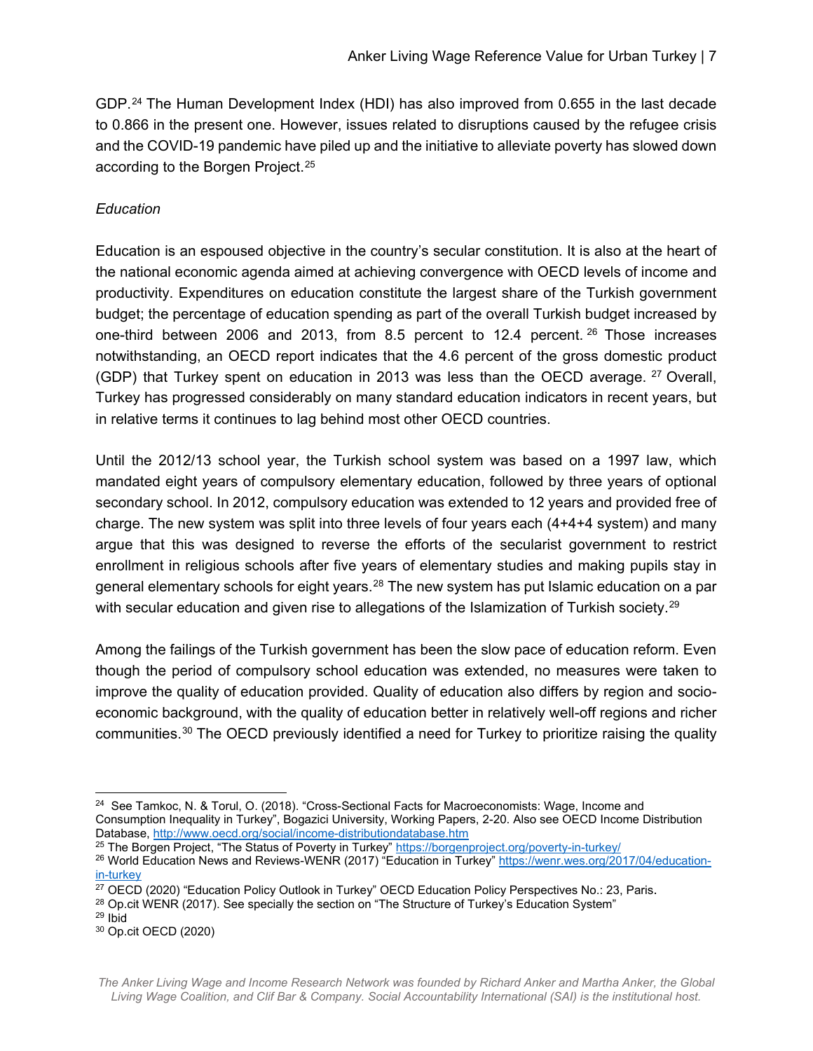GDP.[24] The Human Development Index (HDI) has also improved from 0.655 in the last decade to 0.866 in the present one. However, issues related to disruptions caused by the refugee crisis and the COVID-19 pandemic have piled up and the initiative to alleviate poverty has slowed down according to the Borgen Project.[25]

*Education*

Education is an espoused objective in the country's secular constitution. It is also at the heart of the national economic agenda aimed at achieving convergence with OECD levels of income and productivity. Expenditures on education constitute the largest share of the Turkish government budget; the percentage of education spending as part of the overall Turkish budget increased by one-third between 2006 and 2013, from 8.5 percent to 12.4 percent.[26] Those increases notwithstanding, an OECD report indicates that the 4.6 percent of the gross domestic product (GDP) that Turkey spent on education in 2013 was less than the OECD average.[27] Overall, Turkey has progressed considerably on many standard education indicators in recent years, but in relative terms it continues to lag behind most other OECD countries.

Until the 2012/13 school year, the Turkish school system was based on a 1997 law, which mandated eight years of compulsory elementary education, followed by three years of optional secondary school. In 2012, compulsory education was extended to 12 years and provided free of charge. The new system was split into three levels of four years each (4+4+4 system) and many argue that this was designed to reverse the efforts of the secularist government to restrict enrollment in religious schools after five years of elementary studies and making pupils stay in general elementary schools for eight years.[28] The new system has put Islamic education on a par with secular education and given rise to allegations of the Islamization of Turkish society.[29]

Among the failings of the Turkish government has been the slow pace of education reform. Even though the period of compulsory school education was extended, no measures were taken to improve the quality of education provided. Quality of education also differs by region and socio-economic background, with the quality of education better in relatively well-off regions and richer communities.[30] The OECD previously identified a need for Turkey to prioritize raising the quality

---

[24] See Tamkoc, N. & Torul, O. (2018). "Cross-Sectional Facts for Macroeconomists: Wage, Income and Consumption Inequality in Turkey", Bogazici University, Working Papers, 2-20. Also see OECD Income Distribution Database, http://www.oecd.org/social/income-distributiondatabase.htm

[25] The Borgen Project, "The Status of Poverty in Turkey" https://borgenproject.org/poverty-in-turkey/

[26] World Education News and Reviews-WENR (2017) "Education in Turkey" https://wenr.wes.org/2017/04/education-in-turkey

[27] OECD (2020) "Education Policy Outlook in Turkey" OECD Education Policy Perspectives No.: 23, Paris.

[28] Op.cit WENR (2017). See specially the section on "The Structure of Turkey's Education System"

[29] Ibid

[30] Op.cit OECD (2020)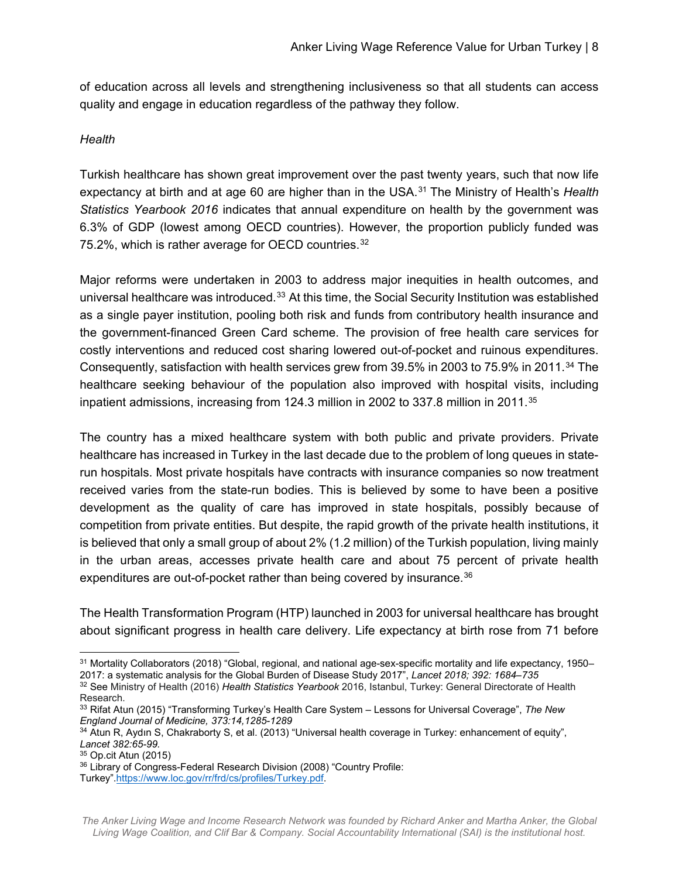of education across all levels and strengthening inclusiveness so that all students can access quality and engage in education regardless of the pathway they follow.

*Health*

Turkish healthcare has shown great improvement over the past twenty years, such that now life expectancy at birth and at age 60 are higher than in the USA.[31] The Ministry of Health's *Health Statistics Yearbook 2016* indicates that annual expenditure on health by the government was 6.3% of GDP (lowest among OECD countries). However, the proportion publicly funded was 75.2%, which is rather average for OECD countries.[32]

Major reforms were undertaken in 2003 to address major inequities in health outcomes, and universal healthcare was introduced.[33] At this time, the Social Security Institution was established as a single payer institution, pooling both risk and funds from contributory health insurance and the government-financed Green Card scheme. The provision of free health care services for costly interventions and reduced cost sharing lowered out-of-pocket and ruinous expenditures. Consequently, satisfaction with health services grew from 39.5% in 2003 to 75.9% in 2011.[34] The healthcare seeking behaviour of the population also improved with hospital visits, including inpatient admissions, increasing from 124.3 million in 2002 to 337.8 million in 2011.[35]

The country has a mixed healthcare system with both public and private providers. Private healthcare has increased in Turkey in the last decade due to the problem of long queues in state-run hospitals. Most private hospitals have contracts with insurance companies so now treatment received varies from the state-run bodies. This is believed by some to have been a positive development as the quality of care has improved in state hospitals, possibly because of competition from private entities. But despite, the rapid growth of the private health institutions, it is believed that only a small group of about 2% (1.2 million) of the Turkish population, living mainly in the urban areas, accesses private health care and about 75 percent of private health expenditures are out-of-pocket rather than being covered by insurance.[36]

The Health Transformation Program (HTP) launched in 2003 for universal healthcare has brought about significant progress in health care delivery. Life expectancy at birth rose from 71 before

---

[31] Mortality Collaborators (2018) "Global, regional, and national age-sex-specific mortality and life expectancy, 1950–2017: a systematic analysis for the Global Burden of Disease Study 2017", *Lancet 2018; 392: 1684–735*

[32] See Ministry of Health (2016) *Health Statistics Yearbook* 2016, Istanbul, Turkey: General Directorate of Health Research.

[33] Rifat Atun (2015) "Transforming Turkey's Health Care System – Lessons for Universal Coverage", *The New England Journal of Medicine, 373:14,1285-1289*

[34] Atun R, Aydın S, Chakraborty S, et al. (2013) "Universal health coverage in Turkey: enhancement of equity", *Lancet 382:65-99.*

[35] Op.cit Atun (2015)

[36] Library of Congress-Federal Research Division (2008) "Country Profile: Turkey".https://www.loc.gov/rr/frd/cs/profiles/Turkey.pdf.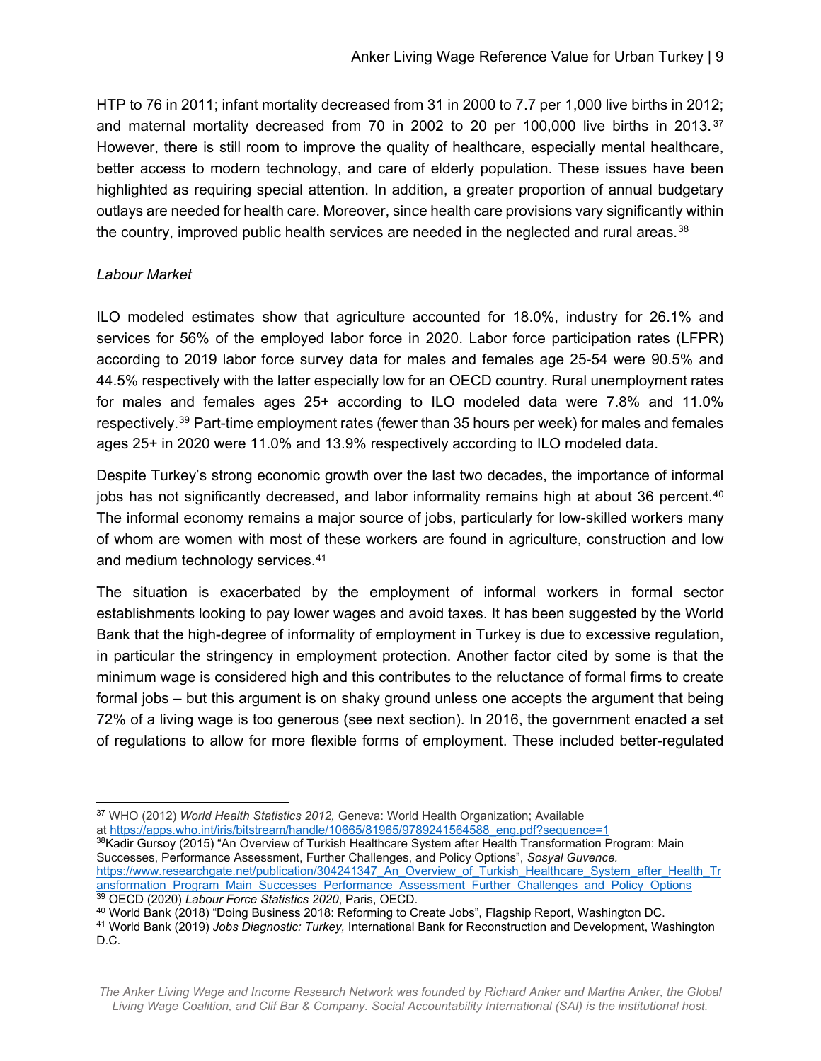HTP to 76 in 2011; infant mortality decreased from 31 in 2000 to 7.7 per 1,000 live births in 2012; and maternal mortality decreased from 70 in 2002 to 20 per 100,000 live births in 2013.[37] However, there is still room to improve the quality of healthcare, especially mental healthcare, better access to modern technology, and care of elderly population. These issues have been highlighted as requiring special attention. In addition, a greater proportion of annual budgetary outlays are needed for health care. Moreover, since health care provisions vary significantly within the country, improved public health services are needed in the neglected and rural areas.[38]

*Labour Market*

ILO modeled estimates show that agriculture accounted for 18.0%, industry for 26.1% and services for 56% of the employed labor force in 2020. Labor force participation rates (LFPR) according to 2019 labor force survey data for males and females age 25-54 were 90.5% and 44.5% respectively with the latter especially low for an OECD country. Rural unemployment rates for males and females ages 25+ according to ILO modeled data were 7.8% and 11.0% respectively.[39] Part-time employment rates (fewer than 35 hours per week) for males and females ages 25+ in 2020 were 11.0% and 13.9% respectively according to ILO modeled data.

Despite Turkey's strong economic growth over the last two decades, the importance of informal jobs has not significantly decreased, and labor informality remains high at about 36 percent.[40] The informal economy remains a major source of jobs, particularly for low-skilled workers many of whom are women with most of these workers are found in agriculture, construction and low and medium technology services.[41]

The situation is exacerbated by the employment of informal workers in formal sector establishments looking to pay lower wages and avoid taxes. It has been suggested by the World Bank that the high-degree of informality of employment in Turkey is due to excessive regulation, in particular the stringency in employment protection. Another factor cited by some is that the minimum wage is considered high and this contributes to the reluctance of formal firms to create formal jobs – but this argument is on shaky ground unless one accepts the argument that being 72% of a living wage is too generous (see next section). In 2016, the government enacted a set of regulations to allow for more flexible forms of employment. These included better-regulated

---

[37] WHO (2012) *World Health Statistics 2012,* Geneva: World Health Organization; Available at https://apps.who.int/iris/bitstream/handle/10665/81965/9789241564588_eng.pdf?sequence=1

[38] Kadir Gursoy (2015) "An Overview of Turkish Healthcare System after Health Transformation Program: Main Successes, Performance Assessment, Further Challenges, and Policy Options", *Sosyal Guvence.* https://www.researchgate.net/publication/304241347_An_Overview_of_Turkish_Healthcare_System_after_Health_Transformation_Program_Main_Successes_Performance_Assessment_Further_Challenges_and_Policy_Options

[39] OECD (2020) *Labour Force Statistics 2020*, Paris, OECD.

[40] World Bank (2018) "Doing Business 2018: Reforming to Create Jobs", Flagship Report, Washington DC.

[41] World Bank (2019) *Jobs Diagnostic: Turkey,* International Bank for Reconstruction and Development, Washington D.C.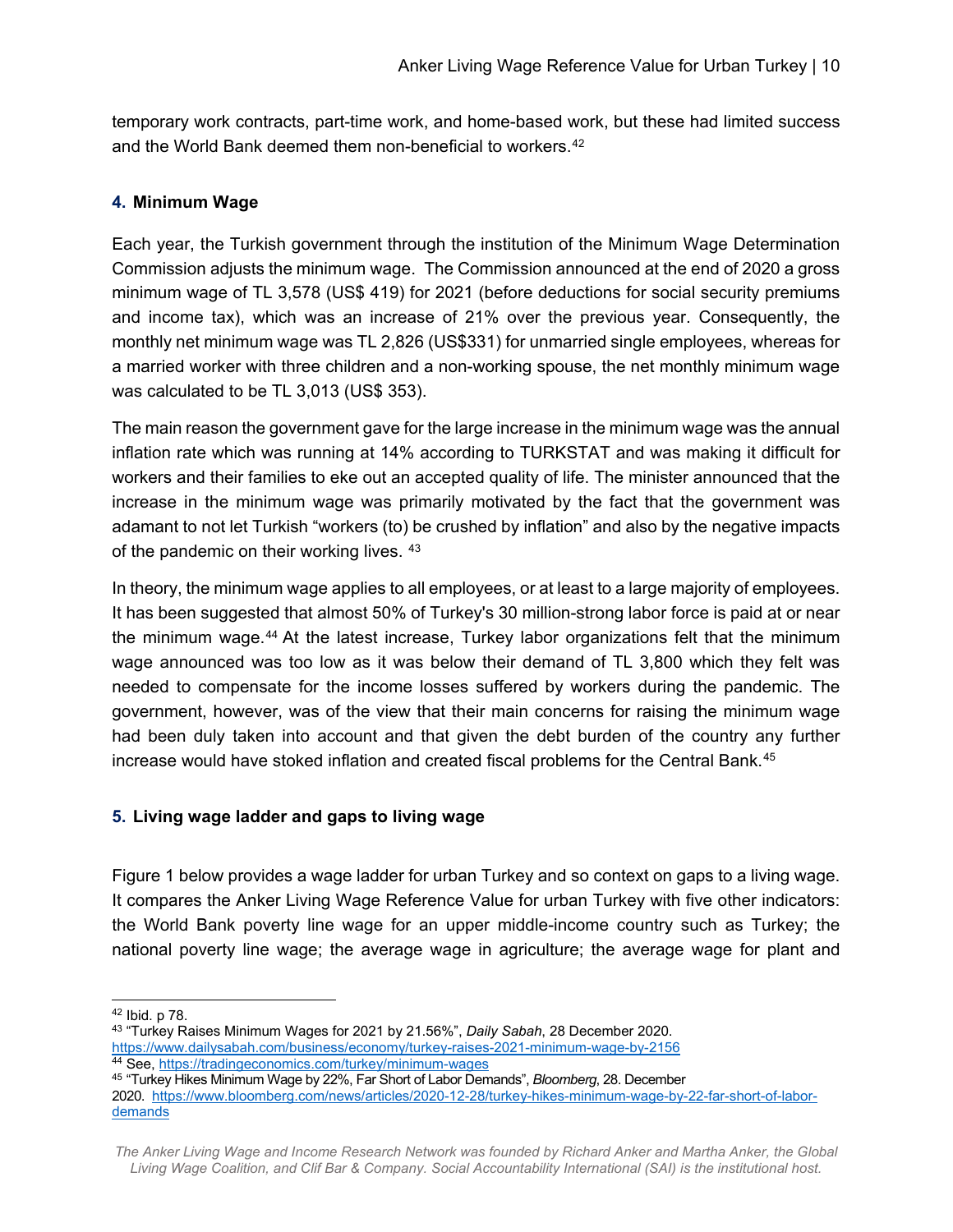temporary work contracts, part-time work, and home-based work, but these had limited success and the World Bank deemed them non-beneficial to workers.[42]

## 4. Minimum Wage

Each year, the Turkish government through the institution of the Minimum Wage Determination Commission adjusts the minimum wage. The Commission announced at the end of 2020 a gross minimum wage of TL 3,578 (US$ 419) for 2021 (before deductions for social security premiums and income tax), which was an increase of 21% over the previous year. Consequently, the monthly net minimum wage was TL 2,826 (US$331) for unmarried single employees, whereas for a married worker with three children and a non-working spouse, the net monthly minimum wage was calculated to be TL 3,013 (US$ 353).

The main reason the government gave for the large increase in the minimum wage was the annual inflation rate which was running at 14% according to TURKSTAT and was making it difficult for workers and their families to eke out an accepted quality of life. The minister announced that the increase in the minimum wage was primarily motivated by the fact that the government was adamant to not let Turkish "workers (to) be crushed by inflation" and also by the negative impacts of the pandemic on their working lives.[43]

In theory, the minimum wage applies to all employees, or at least to a large majority of employees. It has been suggested that almost 50% of Turkey's 30 million-strong labor force is paid at or near the minimum wage.[44] At the latest increase, Turkey labor organizations felt that the minimum wage announced was too low as it was below their demand of TL 3,800 which they felt was needed to compensate for the income losses suffered by workers during the pandemic. The government, however, was of the view that their main concerns for raising the minimum wage had been duly taken into account and that given the debt burden of the country any further increase would have stoked inflation and created fiscal problems for the Central Bank.[45]

## 5. Living wage ladder and gaps to living wage

Figure 1 below provides a wage ladder for urban Turkey and so context on gaps to a living wage. It compares the Anker Living Wage Reference Value for urban Turkey with five other indicators: the World Bank poverty line wage for an upper middle-income country such as Turkey; the national poverty line wage; the average wage in agriculture; the average wage for plant and

---

[42] Ibid. p 78.

[43] "Turkey Raises Minimum Wages for 2021 by 21.56%", *Daily Sabah*, 28 December 2020. https://www.dailysabah.com/business/economy/turkey-raises-2021-minimum-wage-by-2156

[44] See, https://tradingeconomics.com/turkey/minimum-wages

[45] "Turkey Hikes Minimum Wage by 22%, Far Short of Labor Demands", *Bloomberg*, 28. December 2020. https://www.bloomberg.com/news/articles/2020-12-28/turkey-hikes-minimum-wage-by-22-far-short-of-labor-demands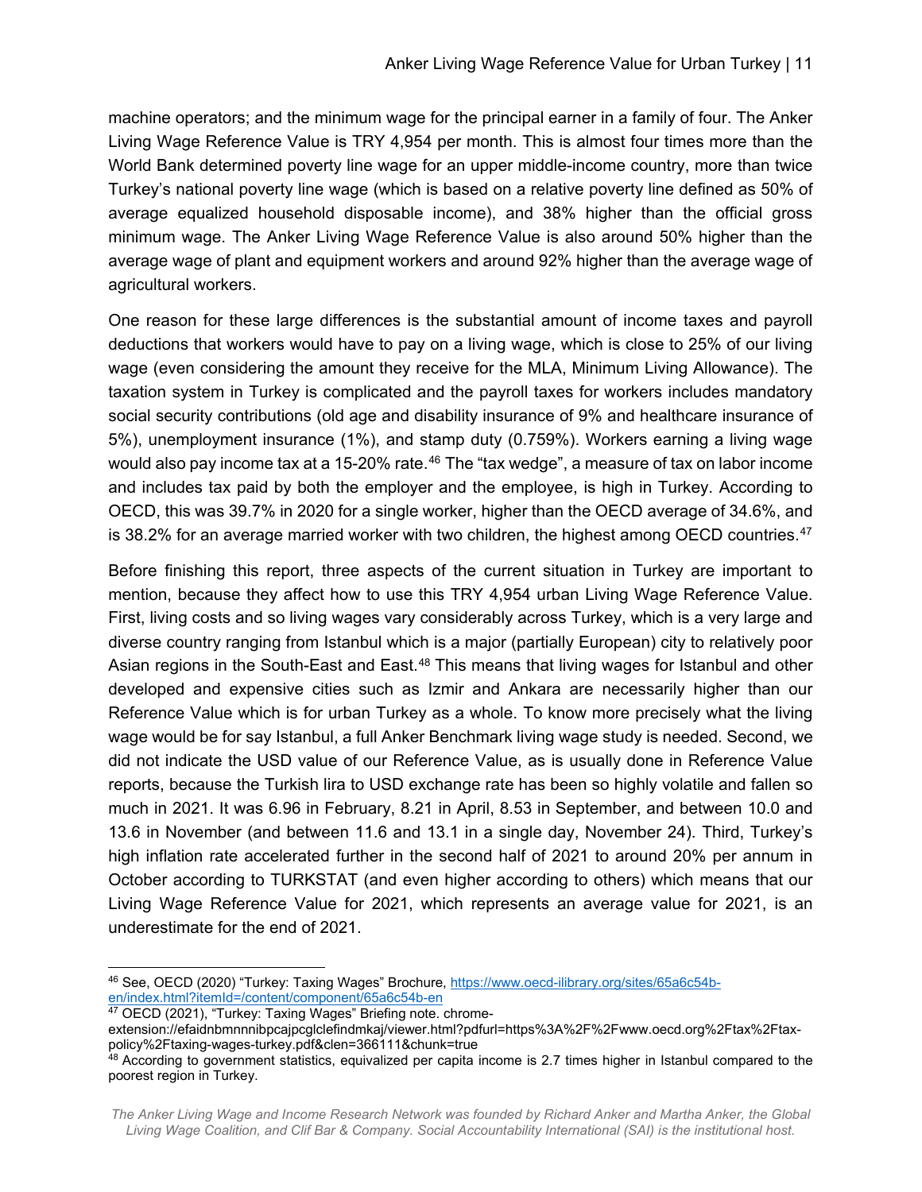machine operators; and the minimum wage for the principal earner in a family of four. The Anker Living Wage Reference Value is TRY 4,954 per month. This is almost four times more than the World Bank determined poverty line wage for an upper middle-income country, more than twice Turkey's national poverty line wage (which is based on a relative poverty line defined as 50% of average equalized household disposable income), and 38% higher than the official gross minimum wage. The Anker Living Wage Reference Value is also around 50% higher than the average wage of plant and equipment workers and around 92% higher than the average wage of agricultural workers.

One reason for these large differences is the substantial amount of income taxes and payroll deductions that workers would have to pay on a living wage, which is close to 25% of our living wage (even considering the amount they receive for the MLA, Minimum Living Allowance). The taxation system in Turkey is complicated and the payroll taxes for workers includes mandatory social security contributions (old age and disability insurance of 9% and healthcare insurance of 5%), unemployment insurance (1%), and stamp duty (0.759%). Workers earning a living wage would also pay income tax at a 15-20% rate.[46] The "tax wedge", a measure of tax on labor income and includes tax paid by both the employer and the employee, is high in Turkey. According to OECD, this was 39.7% in 2020 for a single worker, higher than the OECD average of 34.6%, and is 38.2% for an average married worker with two children, the highest among OECD countries.[47]

Before finishing this report, three aspects of the current situation in Turkey are important to mention, because they affect how to use this TRY 4,954 urban Living Wage Reference Value. First, living costs and so living wages vary considerably across Turkey, which is a very large and diverse country ranging from Istanbul which is a major (partially European) city to relatively poor Asian regions in the South-East and East.[48] This means that living wages for Istanbul and other developed and expensive cities such as Izmir and Ankara are necessarily higher than our Reference Value which is for urban Turkey as a whole. To know more precisely what the living wage would be for say Istanbul, a full Anker Benchmark living wage study is needed. Second, we did not indicate the USD value of our Reference Value, as is usually done in Reference Value reports, because the Turkish lira to USD exchange rate has been so highly volatile and fallen so much in 2021. It was 6.96 in February, 8.21 in April, 8.53 in September, and between 10.0 and 13.6 in November (and between 11.6 and 13.1 in a single day, November 24). Third, Turkey's high inflation rate accelerated further in the second half of 2021 to around 20% per annum in October according to TURKSTAT (and even higher according to others) which means that our Living Wage Reference Value for 2021, which represents an average value for 2021, is an underestimate for the end of 2021.

---

[46] See, OECD (2020) "Turkey: Taxing Wages" Brochure, https://www.oecd-ilibrary.org/sites/65a6c54b-en/index.html?itemId=/content/component/65a6c54b-en

[47] OECD (2021), "Turkey: Taxing Wages" Briefing note. chrome-extension://efaidnbmnnnibpcajpcglclefindmkaj/viewer.html?pdfurl=https%3A%2F%2Fwww.oecd.org%2Ftax%2Ftax-policy%2Ftaxing-wages-turkey.pdf&clen=366111&chunk=true

[48] According to government statistics, equivalized per capita income is 2.7 times higher in Istanbul compared to the poorest region in Turkey.

*The Anker Living Wage and Income Research Network was founded by Richard Anker and Martha Anker, the Global Living Wage Coalition, and Clif Bar & Company. Social Accountability International (SAI) is the institutional host.*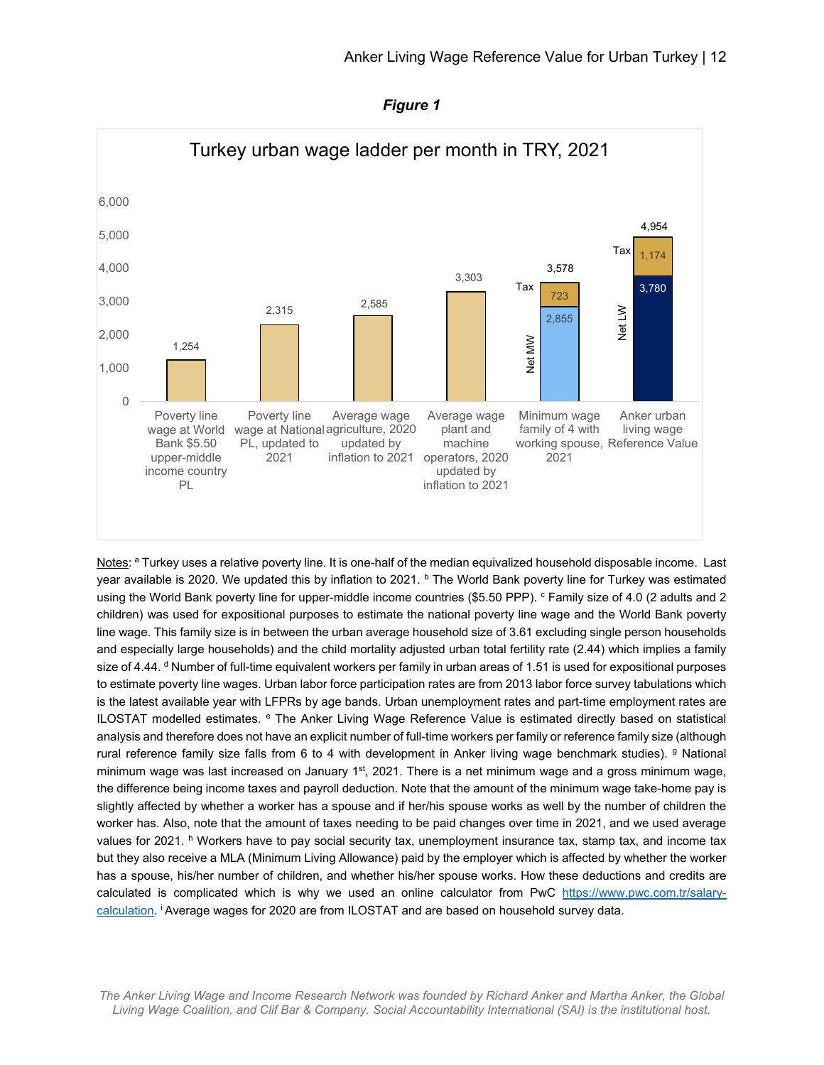***Figure 1***

Turkey urban wage ladder per month in TRY, 2021

6,000
5,000
4,000
3,000
2,000
1,000
0

1,254
Poverty line wage at World Bank $5.50 upper-middle income country PL

2,315
Poverty line wage at National PL, updated to 2021

2,585
Average wage agriculture, 2020 updated by inflation to 2021

3,303
Average wage plant and machine operators, 2020 updated by inflation to 2021

3,578
Tax 723
Net MW 2,855
Minimum wage family of 4 with working spouse, 2021

4,954
Tax 1,174
Net LW 3,780
Anker urban living wage Reference Value

Notes: [a] Turkey uses a relative poverty line. It is one-half of the median equivalized household disposable income. Last year available is 2020. We updated this by inflation to 2021. [b] The World Bank poverty line for Turkey was estimated using the World Bank poverty line for upper-middle income countries ($5.50 PPP). [c] Family size of 4.0 (2 adults and 2 children) was used for expositional purposes to estimate the national poverty line wage and the World Bank poverty line wage. This family size is in between the urban average household size of 3.61 excluding single person households and especially large households) and the child mortality adjusted urban total fertility rate (2.44) which implies a family size of 4.44. [d] Number of full-time equivalent workers per family in urban areas of 1.51 is used for expositional purposes to estimate poverty line wages. Urban labor force participation rates are from 2013 labor force survey tabulations which is the latest available year with LFPRs by age bands. Urban unemployment rates and part-time employment rates are ILOSTAT modelled estimates. [e] The Anker Living Wage Reference Value is estimated directly based on statistical analysis and therefore does not have an explicit number of full-time workers per family or reference family size (although rural reference family size falls from 6 to 4 with development in Anker living wage benchmark studies). [g] National minimum wage was last increased on January 1st, 2021. There is a net minimum wage and a gross minimum wage, the difference being income taxes and payroll deduction. Note that the amount of the minimum wage take-home pay is slightly affected by whether a worker has a spouse and if her/his spouse works as well by the number of children the worker has. Also, note that the amount of taxes needing to be paid changes over time in 2021, and we used average values for 2021. [h] Workers have to pay social security tax, unemployment insurance tax, stamp tax, and income tax but they also receive a MLA (Minimum Living Allowance) paid by the employer which is affected by whether the worker has a spouse, his/her number of children, and whether his/her spouse works. How these deductions and credits are calculated is complicated which is why we used an online calculator from PwC https://www.pwc.com.tr/salary-calculation. [i] Average wages for 2020 are from ILOSTAT and are based on household survey data.